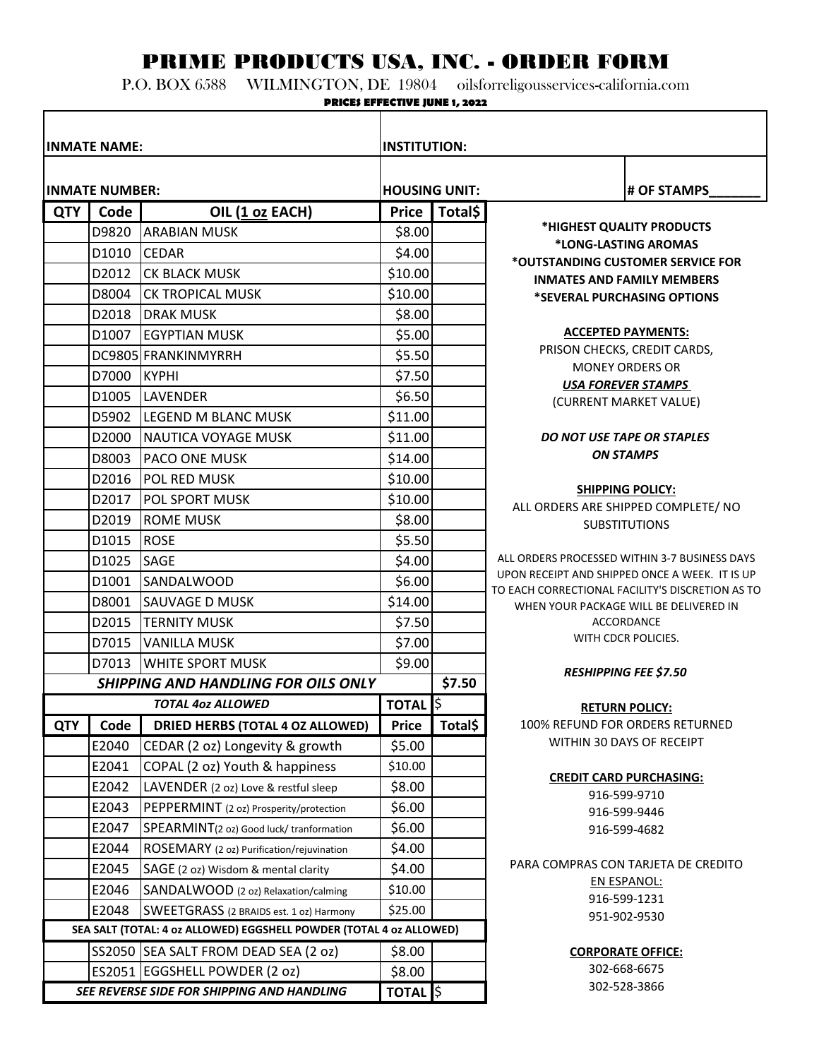# PRIME PRODUCTS USA, INC. - ORDER FORM

P.O. BOX 6588 WILMINGTON, DE 19804 oilsforreligousservices-california.com

**PRICES EFFECTIVE JUNE 1, 2022**

| INMATE NAME: | INSTITUTION: | |
|---|---|---|
| INMATE NUMBER: | HOUSING UNIT: | # OF STAMPS_______ |

| QTY | Code | OIL (1 oz EACH) | Price | Total$ |
|---|---|---|---|---|
| | D9820 | ARABIAN MUSK | $8.00 | |
| | D1010 | CEDAR | $4.00 | |
| | D2012 | CK BLACK MUSK | $10.00 | |
| | D8004 | CK TROPICAL MUSK | $10.00 | |
| | D2018 | DRAK MUSK | $8.00 | |
| | D1007 | EGYPTIAN MUSK | $5.00 | |
| | DC9805 | FRANKINMYRRH | $5.50 | |
| | D7000 | KYPHI | $7.50 | |
| | D1005 | LAVENDER | $6.50 | |
| | D5902 | LEGEND M BLANC MUSK | $11.00 | |
| | D2000 | NAUTICA VOYAGE MUSK | $11.00 | |
| | D8003 | PACO ONE MUSK | $14.00 | |
| | D2016 | POL RED MUSK | $10.00 | |
| | D2017 | POL SPORT MUSK | $10.00 | |
| | D2019 | ROME MUSK | $8.00 | |
| | D1015 | ROSE | $5.50 | |
| | D1025 | SAGE | $4.00 | |
| | D1001 | SANDALWOOD | $6.00 | |
| | D8001 | SAUVAGE D MUSK | $14.00 | |
| | D2015 | TERNITY MUSK | $7.50 | |
| | D7015 | VANILLA MUSK | $7.00 | |
| | D7013 | WHITE SPORT MUSK | $9.00 | |
| | | *SHIPPING AND HANDLING FOR OILS ONLY* | | $7.50 |
| | | *TOTAL 4oz ALLOWED* | TOTAL | $ |

| QTY | Code | DRIED HERBS (TOTAL 4 OZ ALLOWED) | Price | Total$ |
|---|---|---|---|---|
| | E2040 | CEDAR (2 oz) Longevity & growth | $5.00 | |
| | E2041 | COPAL (2 oz) Youth & happiness | $10.00 | |
| | E2042 | LAVENDER (2 oz) Love & restful sleep | $8.00 | |
| | E2043 | PEPPERMINT (2 oz) Prosperity/protection | $6.00 | |
| | E2047 | SPEARMINT(2 oz) Good luck/ tranformation | $6.00 | |
| | E2044 | ROSEMARY (2 oz) Purification/rejuvination | $4.00 | |
| | E2045 | SAGE (2 oz) Wisdom & mental clarity | $4.00 | |
| | E2046 | SANDALWOOD (2 oz) Relaxation/calming | $10.00 | |
| | E2048 | SWEETGRASS (2 BRAIDS est. 1 oz) Harmony | $25.00 | |
| | | SEA SALT (TOTAL: 4 oz ALLOWED) EGGSHELL POWDER (TOTAL 4 oz ALLOWED) | | |
| | SS2050 | SEA SALT FROM DEAD SEA (2 oz) | $8.00 | |
| | ES2051 | EGGSHELL POWDER (2 oz) | $8.00 | |
| | | *SEE REVERSE SIDE FOR SHIPPING AND HANDLING* | TOTAL | $ |

**\*HIGHEST QUALITY PRODUCTS**
**\*LONG-LASTING AROMAS**
**\*OUTSTANDING CUSTOMER SERVICE FOR INMATES AND FAMILY MEMBERS**
**\*SEVERAL PURCHASING OPTIONS**

**ACCEPTED PAYMENTS:**

PRISON CHECKS, CREDIT CARDS, MONEY ORDERS OR ***USA FOREVER STAMPS*** (CURRENT MARKET VALUE)

***DO NOT USE TAPE OR STAPLES ON STAMPS***

**SHIPPING POLICY:**

ALL ORDERS ARE SHIPPED COMPLETE/ NO SUBSTITUTIONS

ALL ORDERS PROCESSED WITHIN 3-7 BUSINESS DAYS UPON RECEIPT AND SHIPPED ONCE A WEEK. IT IS UP TO EACH CORRECTIONAL FACILITY'S DISCRETION AS TO WHEN YOUR PACKAGE WILL BE DELIVERED IN ACCORDANCE WITH CDCR POLICIES.

***RESHIPPING FEE $7.50***

**RETURN POLICY:**

100% REFUND FOR ORDERS RETURNED WITHIN 30 DAYS OF RECEIPT

**CREDIT CARD PURCHASING:**

916-599-9710
916-599-9446
916-599-4682

PARA COMPRAS CON TARJETA DE CREDITO EN ESPANOL:

916-599-1231
951-902-9530

**CORPORATE OFFICE:**

302-668-6675
302-528-3866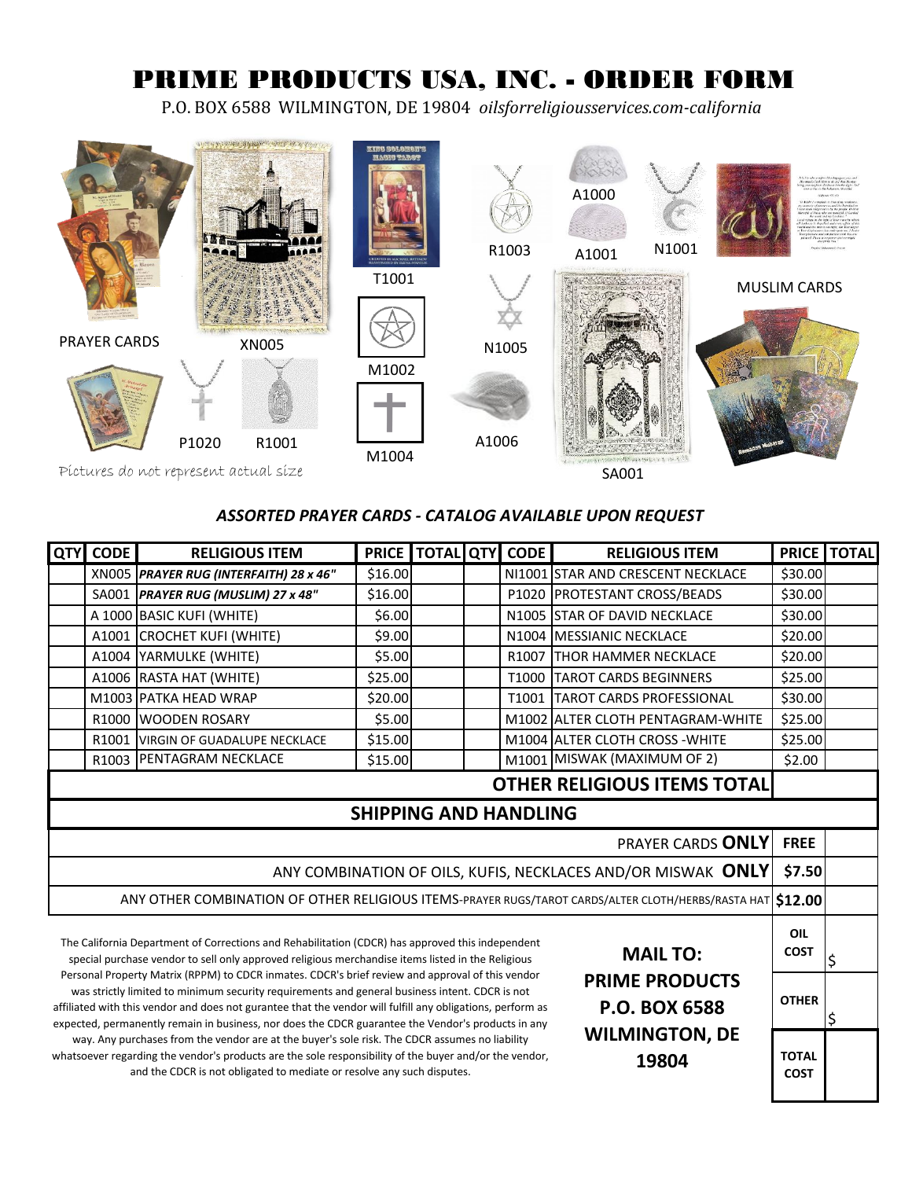# PRIME PRODUCTS USA, INC. - ORDER FORM

P.O. BOX 6588 WILMINGTON, DE 19804 *oilsforreligiousservices.com-california*

PRAYER CARDS

XN005

T1001

R1003

A1000

A1001

N1001

MUSLIM CARDS

M1002

N1005

P1020

R1001

M1004

A1006

SA001

Pictures do not represent actual size

### *ASSORTED PRAYER CARDS - CATALOG AVAILABLE UPON REQUEST*

| QTY | CODE | RELIGIOUS ITEM | PRICE | TOTAL | QTY | CODE | RELIGIOUS ITEM | PRICE | TOTAL |
|---|---|---|---|---|---|---|---|---|---|
| | XN005 | ***PRAYER RUG (INTERFAITH) 28 x 46"*** | $16.00 | | | NI1001 | STAR AND CRESCENT NECKLACE | $30.00 | |
| | SA001 | ***PRAYER RUG (MUSLIM) 27 x 48"*** | $16.00 | | | P1020 | PROTESTANT CROSS/BEADS | $30.00 | |
| | A 1000 | BASIC KUFI (WHITE) | $6.00 | | | N1005 | STAR OF DAVID NECKLACE | $30.00 | |
| | A1001 | CROCHET KUFI (WHITE) | $9.00 | | | N1004 | MESSIANIC NECKLACE | $20.00 | |
| | A1004 | YARMULKE (WHITE) | $5.00 | | | R1007 | THOR HAMMER NECKLACE | $20.00 | |
| | A1006 | RASTA HAT (WHITE) | $25.00 | | | T1000 | TAROT CARDS BEGINNERS | $25.00 | |
| | M1003 | PATKA HEAD WRAP | $20.00 | | | T1001 | TAROT CARDS PROFESSIONAL | $30.00 | |
| | R1000 | WOODEN ROSARY | $5.00 | | | M1002 | ALTER CLOTH PENTAGRAM-WHITE | $25.00 | |
| | R1001 | VIRGIN OF GUADALUPE NECKLACE | $15.00 | | | M1004 | ALTER CLOTH CROSS -WHITE | $25.00 | |
| | R1003 | PENTAGRAM NECKLACE | $15.00 | | | M1001 | MISWAK (MAXIMUM OF 2) | $2.00 | |
| | | | | | | | **OTHER RELIGIOUS ITEMS TOTAL** | | |

| SHIPPING AND HANDLING | | |
|---|---|---|
| PRAYER CARDS **ONLY** | **FREE** | |
| ANY COMBINATION OF OILS, KUFIS, NECKLACES AND/OR MISWAK **ONLY** | **$7.50** | |
| ANY OTHER COMBINATION OF OTHER RELIGIOUS ITEMS-PRAYER RUGS/TAROT CARDS/ALTER CLOTH/HERBS/RASTA HAT | **$12.00** | |

The California Department of Corrections and Rehabilitation (CDCR) has approved this independent special purchase vendor to sell only approved religious merchandise items listed in the Religious Personal Property Matrix (RPPM) to CDCR inmates. CDCR's brief review and approval of this vendor was strictly limited to minimum security requirements and general business intent. CDCR is not affiliated with this vendor and does not gurantee that the vendor will fulfill any obligations, perform as expected, permanently remain in business, nor does the CDCR guarantee the Vendor's products in any way. Any purchases from the vendor are at the buyer's sole risk. The CDCR assumes no liability whatsoever regarding the vendor's products are the sole responsibility of the buyer and/or the vendor, and the CDCR is not obligated to mediate or resolve any such disputes.

**MAIL TO:**
**PRIME PRODUCTS**
**P.O. BOX 6588**
**WILMINGTON, DE 19804**

| | |
|---|---|
| **OIL COST** | $ |
| **OTHER** | $ |
| **TOTAL COST** | |